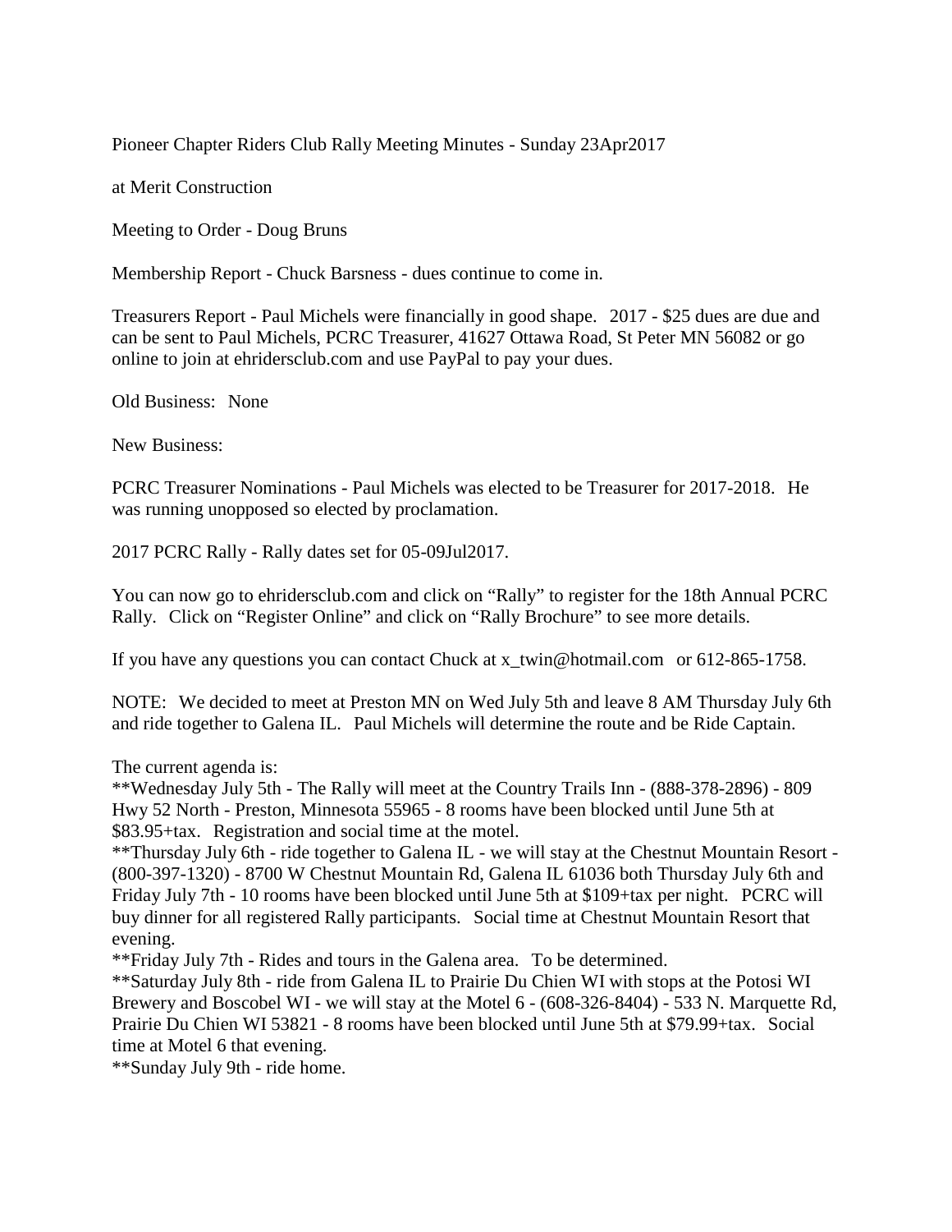Pioneer Chapter Riders Club Rally Meeting Minutes - Sunday 23Apr2017

at Merit Construction

Meeting to Order - Doug Bruns

Membership Report - Chuck Barsness - dues continue to come in.

Treasurers Report - Paul Michels were financially in good shape. 2017 - $25 dues are due and can be sent to Paul Michels, PCRC Treasurer, 41627 Ottawa Road, St Peter MN 56082 or go online to join at ehridersclub.com and use PayPal to pay your dues.

Old Business: None

New Business:

PCRC Treasurer Nominations - Paul Michels was elected to be Treasurer for 2017-2018. He was running unopposed so elected by proclamation.

2017 PCRC Rally - Rally dates set for 05-09Jul2017.

You can now go to ehridersclub.com and click on "Rally" to register for the 18th Annual PCRC Rally. Click on "Register Online" and click on "Rally Brochure" to see more details.

If you have any questions you can contact Chuck at x_twin@hotmail.com or 612-865-1758.

NOTE: We decided to meet at Preston MN on Wed July 5th and leave 8 AM Thursday July 6th and ride together to Galena IL. Paul Michels will determine the route and be Ride Captain.

The current agenda is:
**Wednesday July 5th - The Rally will meet at the Country Trails Inn - (888-378-2896) - 809 Hwy 52 North - Preston, Minnesota 55965 - 8 rooms have been blocked until June 5th at $83.95+tax. Registration and social time at the motel.
**Thursday July 6th - ride together to Galena IL - we will stay at the Chestnut Mountain Resort - (800-397-1320) - 8700 W Chestnut Mountain Rd, Galena IL 61036 both Thursday July 6th and Friday July 7th - 10 rooms have been blocked until June 5th at $109+tax per night. PCRC will buy dinner for all registered Rally participants. Social time at Chestnut Mountain Resort that evening.
**Friday July 7th - Rides and tours in the Galena area. To be determined.
**Saturday July 8th - ride from Galena IL to Prairie Du Chien WI with stops at the Potosi WI Brewery and Boscobel WI - we will stay at the Motel 6 - (608-326-8404) - 533 N. Marquette Rd, Prairie Du Chien WI 53821 - 8 rooms have been blocked until June 5th at $79.99+tax. Social time at Motel 6 that evening.
**Sunday July 9th - ride home.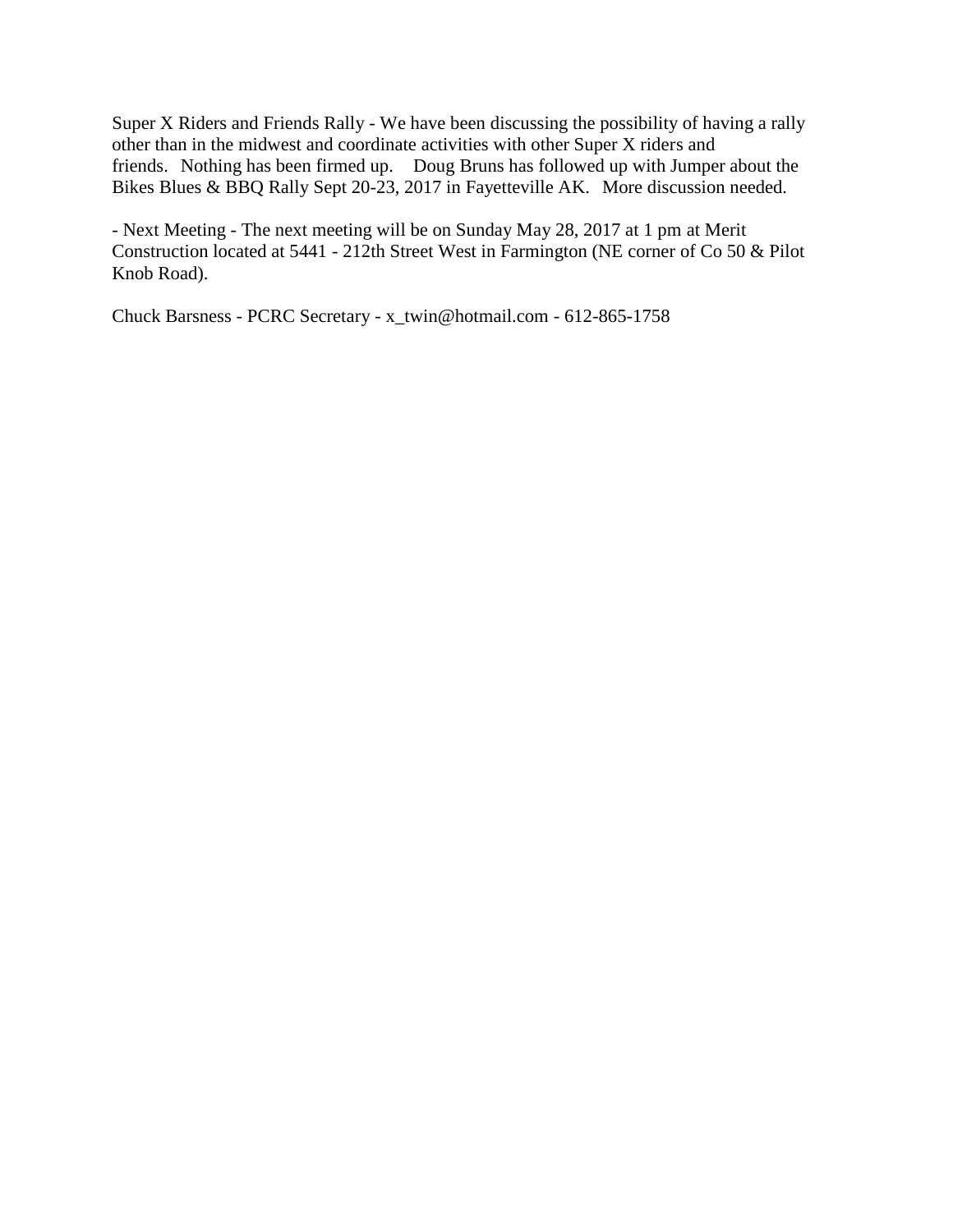Super X Riders and Friends Rally - We have been discussing the possibility of having a rally other than in the midwest and coordinate activities with other Super X riders and friends. Nothing has been firmed up. Doug Bruns has followed up with Jumper about the Bikes Blues & BBQ Rally Sept 20-23, 2017 in Fayetteville AK. More discussion needed.

- Next Meeting - The next meeting will be on Sunday May 28, 2017 at 1 pm at Merit Construction located at 5441 - 212th Street West in Farmington (NE corner of Co 50 & Pilot Knob Road).

Chuck Barsness - PCRC Secretary - x_twin@hotmail.com - 612-865-1758